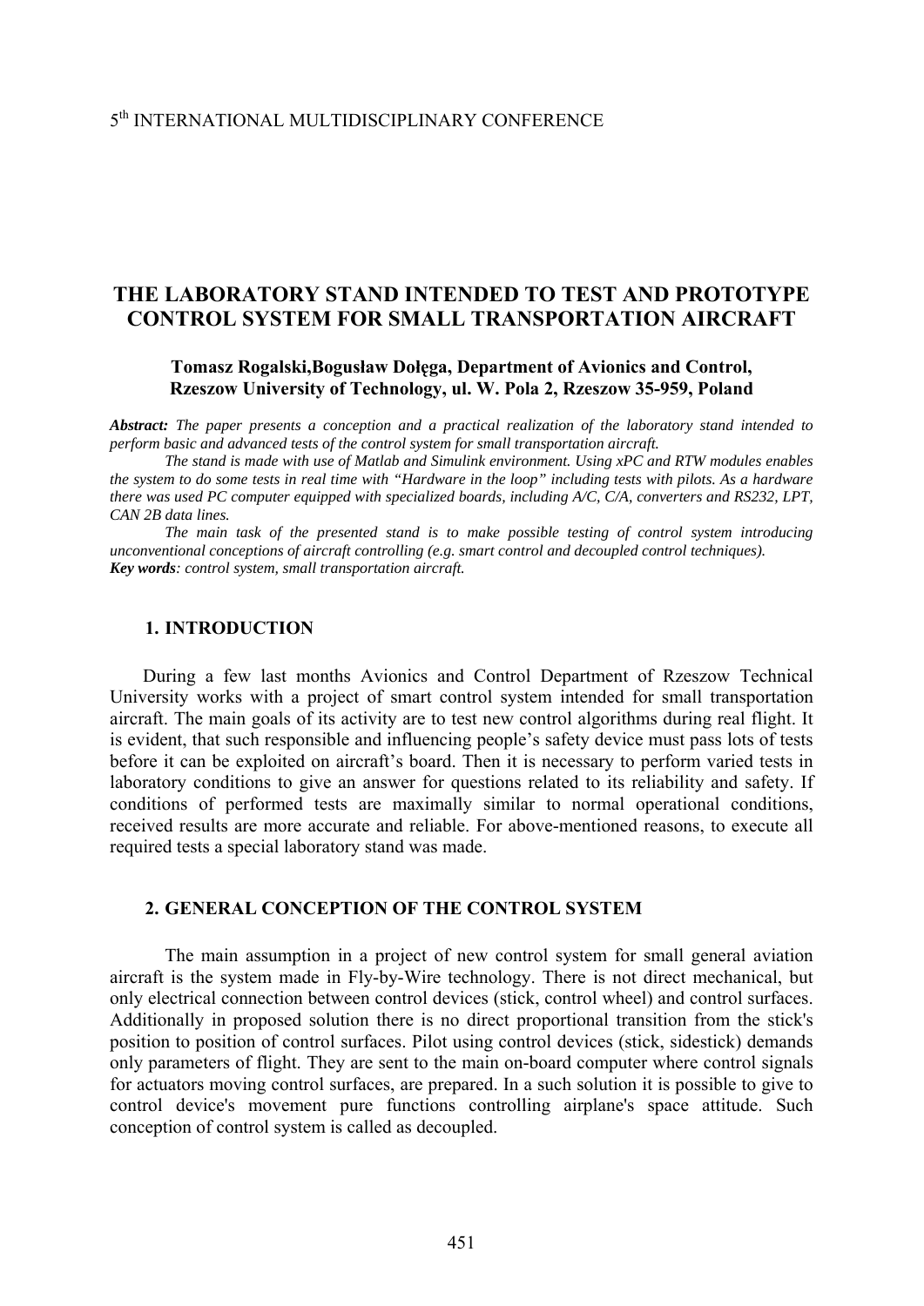5th INTERNATIONAL MULTIDISCIPLINARY CONFERENCE

# THE LABORATORY STAND INTENDED TO TEST AND PROTOTYPE CONTROL SYSTEM FOR SMALL TRANSPORTATION AIRCRAFT

**Tomasz Rogalski,Bogusław Dołęga, Department of Avionics and Control, Rzeszow University of Technology, ul. W. Pola 2, Rzeszow 35-959, Poland**

***Abstract:*** *The paper presents a conception and a practical realization of the laboratory stand intended to perform basic and advanced tests of the control system for small transportation aircraft.*

*The stand is made with use of Matlab and Simulink environment. Using xPC and RTW modules enables the system to do some tests in real time with "Hardware in the loop" including tests with pilots. As a hardware there was used PC computer equipped with specialized boards, including A/C, C/A, converters and RS232, LPT, CAN 2B data lines.*

*The main task of the presented stand is to make possible testing of control system introducing unconventional conceptions of aircraft controlling (e.g. smart control and decoupled control techniques).*

***Key words****: control system, small transportation aircraft.*

## 1. INTRODUCTION

During a few last months Avionics and Control Department of Rzeszow Technical University works with a project of smart control system intended for small transportation aircraft. The main goals of its activity are to test new control algorithms during real flight. It is evident, that such responsible and influencing people's safety device must pass lots of tests before it can be exploited on aircraft's board. Then it is necessary to perform varied tests in laboratory conditions to give an answer for questions related to its reliability and safety. If conditions of performed tests are maximally similar to normal operational conditions, received results are more accurate and reliable. For above-mentioned reasons, to execute all required tests a special laboratory stand was made.

## 2. GENERAL CONCEPTION OF THE CONTROL SYSTEM

The main assumption in a project of new control system for small general aviation aircraft is the system made in Fly-by-Wire technology. There is not direct mechanical, but only electrical connection between control devices (stick, control wheel) and control surfaces. Additionally in proposed solution there is no direct proportional transition from the stick's position to position of control surfaces. Pilot using control devices (stick, sidestick) demands only parameters of flight. They are sent to the main on-board computer where control signals for actuators moving control surfaces, are prepared. In a such solution it is possible to give to control device's movement pure functions controlling airplane's space attitude. Such conception of control system is called as decoupled.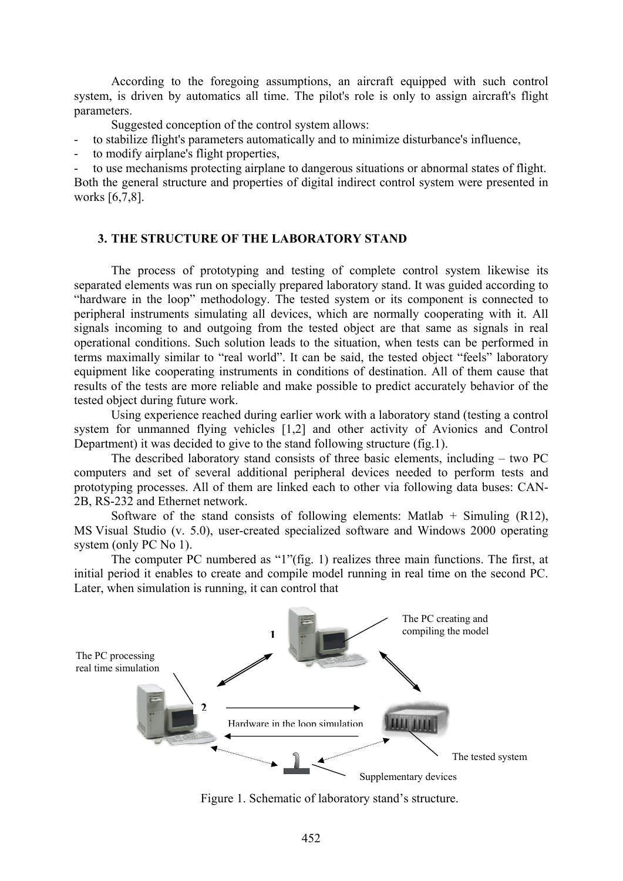According to the foregoing assumptions, an aircraft equipped with such control system, is driven by automatics all time. The pilot's role is only to assign aircraft's flight parameters.

Suggested conception of the control system allows:

- to stabilize flight's parameters automatically and to minimize disturbance's influence,
- to modify airplane's flight properties,
- to use mechanisms protecting airplane to dangerous situations or abnormal states of flight.

Both the general structure and properties of digital indirect control system were presented in works [6,7,8].

## 3. THE STRUCTURE OF THE LABORATORY STAND

The process of prototyping and testing of complete control system likewise its separated elements was run on specially prepared laboratory stand. It was guided according to "hardware in the loop" methodology. The tested system or its component is connected to peripheral instruments simulating all devices, which are normally cooperating with it. All signals incoming to and outgoing from the tested object are that same as signals in real operational conditions. Such solution leads to the situation, when tests can be performed in terms maximally similar to "real world". It can be said, the tested object "feels" laboratory equipment like cooperating instruments in conditions of destination. All of them cause that results of the tests are more reliable and make possible to predict accurately behavior of the tested object during future work.

Using experience reached during earlier work with a laboratory stand (testing a control system for unmanned flying vehicles [1,2] and other activity of Avionics and Control Department) it was decided to give to the stand following structure (fig.1).

The described laboratory stand consists of three basic elements, including – two PC computers and set of several additional peripheral devices needed to perform tests and prototyping processes. All of them are linked each to other via following data buses: CAN-2B, RS-232 and Ethernet network.

Software of the stand consists of following elements: Matlab + Simuling (R12), MS Visual Studio (v. 5.0), user-created specialized software and Windows 2000 operating system (only PC No 1).

The computer PC numbered as "1"(fig. 1) realizes three main functions. The first, at initial period it enables to create and compile model running in real time on the second PC. Later, when simulation is running, it can control that

The PC creating and compiling the model

The PC processing real time simulation

Hardware in the loop simulation

The tested system

Supplementary devices

Figure 1. Schematic of laboratory stand's structure.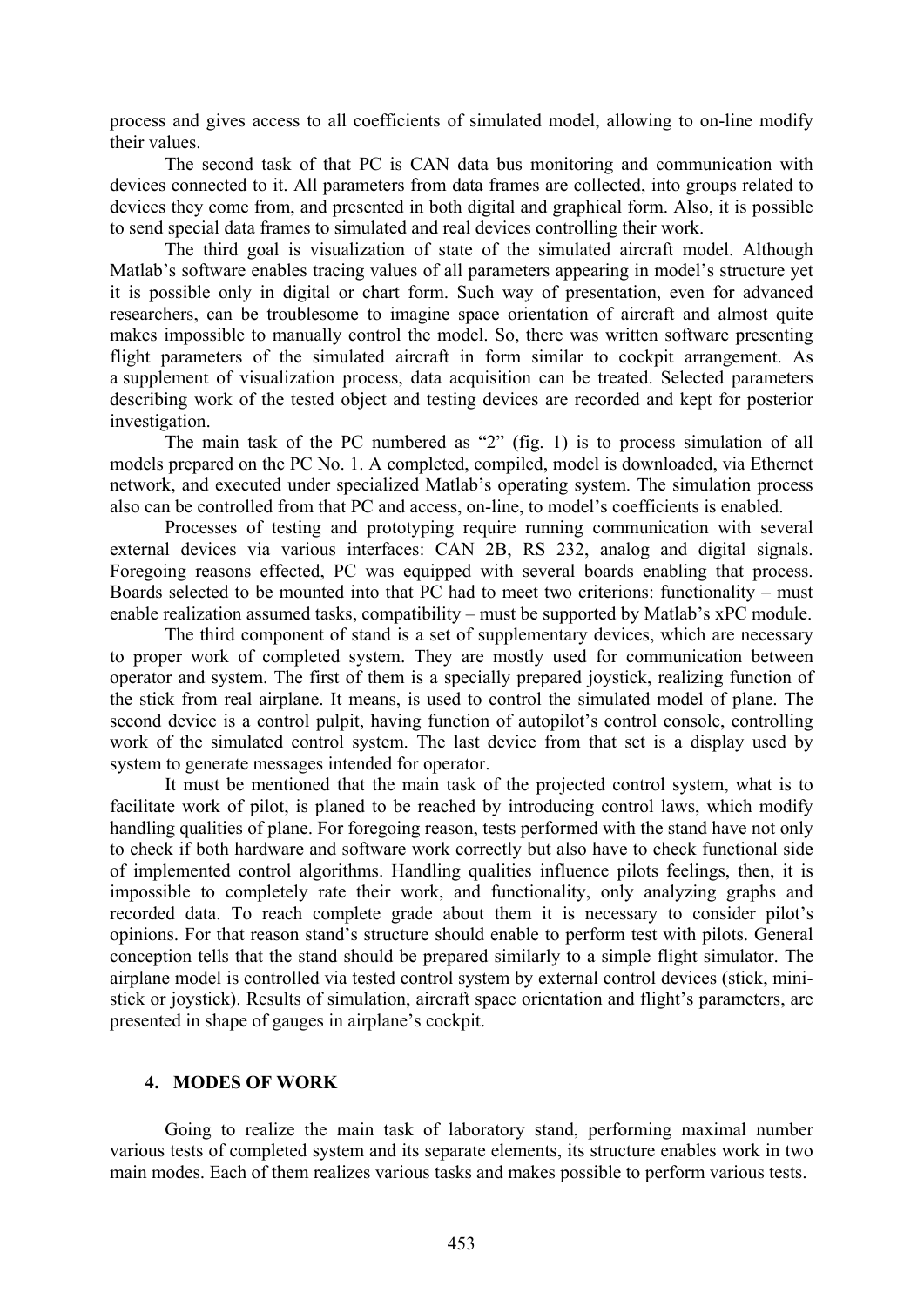process and gives access to all coefficients of simulated model, allowing to on-line modify their values.

The second task of that PC is CAN data bus monitoring and communication with devices connected to it. All parameters from data frames are collected, into groups related to devices they come from, and presented in both digital and graphical form. Also, it is possible to send special data frames to simulated and real devices controlling their work.

The third goal is visualization of state of the simulated aircraft model. Although Matlab's software enables tracing values of all parameters appearing in model's structure yet it is possible only in digital or chart form. Such way of presentation, even for advanced researchers, can be troublesome to imagine space orientation of aircraft and almost quite makes impossible to manually control the model. So, there was written software presenting flight parameters of the simulated aircraft in form similar to cockpit arrangement. As a supplement of visualization process, data acquisition can be treated. Selected parameters describing work of the tested object and testing devices are recorded and kept for posterior investigation.

The main task of the PC numbered as "2" (fig. 1) is to process simulation of all models prepared on the PC No. 1. A completed, compiled, model is downloaded, via Ethernet network, and executed under specialized Matlab's operating system. The simulation process also can be controlled from that PC and access, on-line, to model's coefficients is enabled.

Processes of testing and prototyping require running communication with several external devices via various interfaces: CAN 2B, RS 232, analog and digital signals. Foregoing reasons effected, PC was equipped with several boards enabling that process. Boards selected to be mounted into that PC had to meet two criterions: functionality – must enable realization assumed tasks, compatibility – must be supported by Matlab's xPC module.

The third component of stand is a set of supplementary devices, which are necessary to proper work of completed system. They are mostly used for communication between operator and system. The first of them is a specially prepared joystick, realizing function of the stick from real airplane. It means, is used to control the simulated model of plane. The second device is a control pulpit, having function of autopilot's control console, controlling work of the simulated control system. The last device from that set is a display used by system to generate messages intended for operator.

It must be mentioned that the main task of the projected control system, what is to facilitate work of pilot, is planed to be reached by introducing control laws, which modify handling qualities of plane. For foregoing reason, tests performed with the stand have not only to check if both hardware and software work correctly but also have to check functional side of implemented control algorithms. Handling qualities influence pilots feelings, then, it is impossible to completely rate their work, and functionality, only analyzing graphs and recorded data. To reach complete grade about them it is necessary to consider pilot's opinions. For that reason stand's structure should enable to perform test with pilots. General conception tells that the stand should be prepared similarly to a simple flight simulator. The airplane model is controlled via tested control system by external control devices (stick, mini-stick or joystick). Results of simulation, aircraft space orientation and flight's parameters, are presented in shape of gauges in airplane's cockpit.

## 4. MODES OF WORK

Going to realize the main task of laboratory stand, performing maximal number various tests of completed system and its separate elements, its structure enables work in two main modes. Each of them realizes various tasks and makes possible to perform various tests.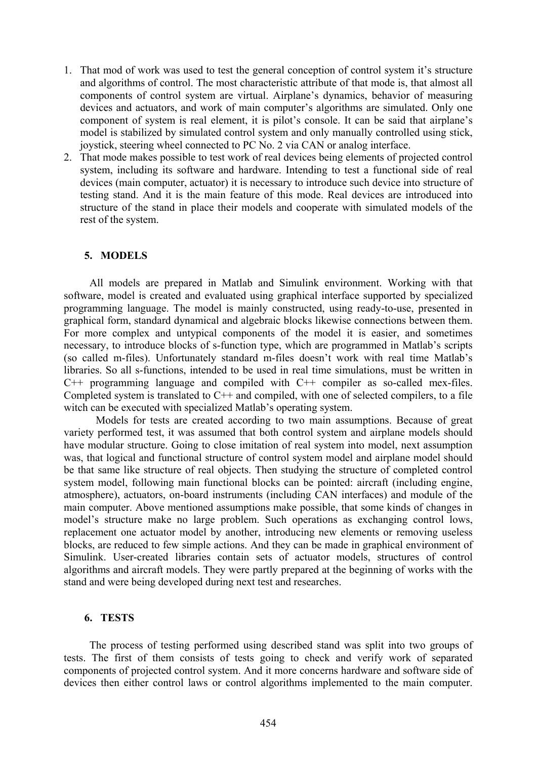1. That mod of work was used to test the general conception of control system it's structure and algorithms of control. The most characteristic attribute of that mode is, that almost all components of control system are virtual. Airplane's dynamics, behavior of measuring devices and actuators, and work of main computer's algorithms are simulated. Only one component of system is real element, it is pilot's console. It can be said that airplane's model is stabilized by simulated control system and only manually controlled using stick, joystick, steering wheel connected to PC No. 2 via CAN or analog interface.
2. That mode makes possible to test work of real devices being elements of projected control system, including its software and hardware. Intending to test a functional side of real devices (main computer, actuator) it is necessary to introduce such device into structure of testing stand. And it is the main feature of this mode. Real devices are introduced into structure of the stand in place their models and cooperate with simulated models of the rest of the system.

## 5. MODELS

All models are prepared in Matlab and Simulink environment. Working with that software, model is created and evaluated using graphical interface supported by specialized programming language. The model is mainly constructed, using ready-to-use, presented in graphical form, standard dynamical and algebraic blocks likewise connections between them. For more complex and untypical components of the model it is easier, and sometimes necessary, to introduce blocks of s-function type, which are programmed in Matlab's scripts (so called m-files). Unfortunately standard m-files doesn't work with real time Matlab's libraries. So all s-functions, intended to be used in real time simulations, must be written in C++ programming language and compiled with C++ compiler as so-called mex-files. Completed system is translated to C++ and compiled, with one of selected compilers, to a file witch can be executed with specialized Matlab's operating system.

Models for tests are created according to two main assumptions. Because of great variety performed test, it was assumed that both control system and airplane models should have modular structure. Going to close imitation of real system into model, next assumption was, that logical and functional structure of control system model and airplane model should be that same like structure of real objects. Then studying the structure of completed control system model, following main functional blocks can be pointed: aircraft (including engine, atmosphere), actuators, on-board instruments (including CAN interfaces) and module of the main computer. Above mentioned assumptions make possible, that some kinds of changes in model's structure make no large problem. Such operations as exchanging control lows, replacement one actuator model by another, introducing new elements or removing useless blocks, are reduced to few simple actions. And they can be made in graphical environment of Simulink. User-created libraries contain sets of actuator models, structures of control algorithms and aircraft models. They were partly prepared at the beginning of works with the stand and were being developed during next test and researches.

## 6. TESTS

The process of testing performed using described stand was split into two groups of tests. The first of them consists of tests going to check and verify work of separated components of projected control system. And it more concerns hardware and software side of devices then either control laws or control algorithms implemented to the main computer.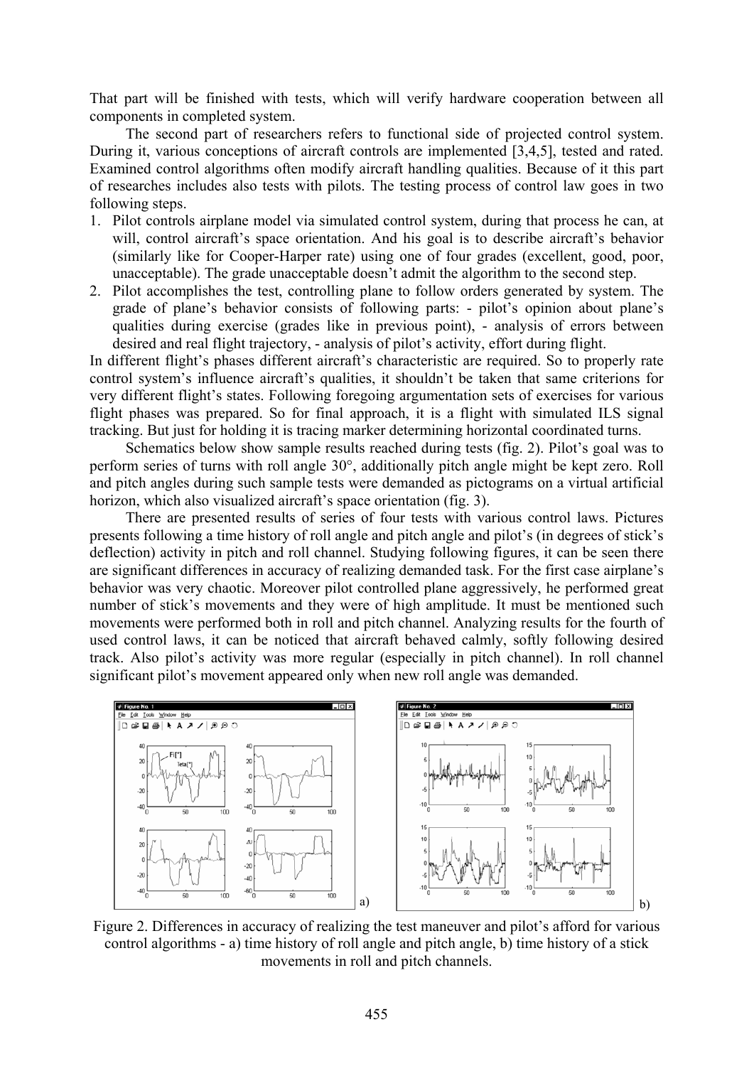That part will be finished with tests, which will verify hardware cooperation between all components in completed system.

The second part of researchers refers to functional side of projected control system. During it, various conceptions of aircraft controls are implemented [3,4,5], tested and rated. Examined control algorithms often modify aircraft handling qualities. Because of it this part of researches includes also tests with pilots. The testing process of control law goes in two following steps.

1. Pilot controls airplane model via simulated control system, during that process he can, at will, control aircraft's space orientation. And his goal is to describe aircraft's behavior (similarly like for Cooper-Harper rate) using one of four grades (excellent, good, poor, unacceptable). The grade unacceptable doesn't admit the algorithm to the second step.
2. Pilot accomplishes the test, controlling plane to follow orders generated by system. The grade of plane's behavior consists of following parts: - pilot's opinion about plane's qualities during exercise (grades like in previous point), - analysis of errors between desired and real flight trajectory, - analysis of pilot's activity, effort during flight.

In different flight's phases different aircraft's characteristic are required. So to properly rate control system's influence aircraft's qualities, it shouldn't be taken that same criterions for very different flight's states. Following foregoing argumentation sets of exercises for various flight phases was prepared. So for final approach, it is a flight with simulated ILS signal tracking. But just for holding it is tracing marker determining horizontal coordinated turns.

Schematics below show sample results reached during tests (fig. 2). Pilot's goal was to perform series of turns with roll angle 30°, additionally pitch angle might be kept zero. Roll and pitch angles during such sample tests were demanded as pictograms on a virtual artificial horizon, which also visualized aircraft's space orientation (fig. 3).

There are presented results of series of four tests with various control laws. Pictures presents following a time history of roll angle and pitch angle and pilot's (in degrees of stick's deflection) activity in pitch and roll channel. Studying following figures, it can be seen there are significant differences in accuracy of realizing demanded task. For the first case airplane's behavior was very chaotic. Moreover pilot controlled plane aggressively, he performed great number of stick's movements and they were of high amplitude. It must be mentioned such movements were performed both in roll and pitch channel. Analyzing results for the fourth of used control laws, it can be noticed that aircraft behaved calmly, softly following desired track. Also pilot's activity was more regular (especially in pitch channel). In roll channel significant pilot's movement appeared only when new roll angle was demanded.

Figure 2. Differences in accuracy of realizing the test maneuver and pilot's afford for various control algorithms - a) time history of roll angle and pitch angle, b) time history of a stick movements in roll and pitch channels.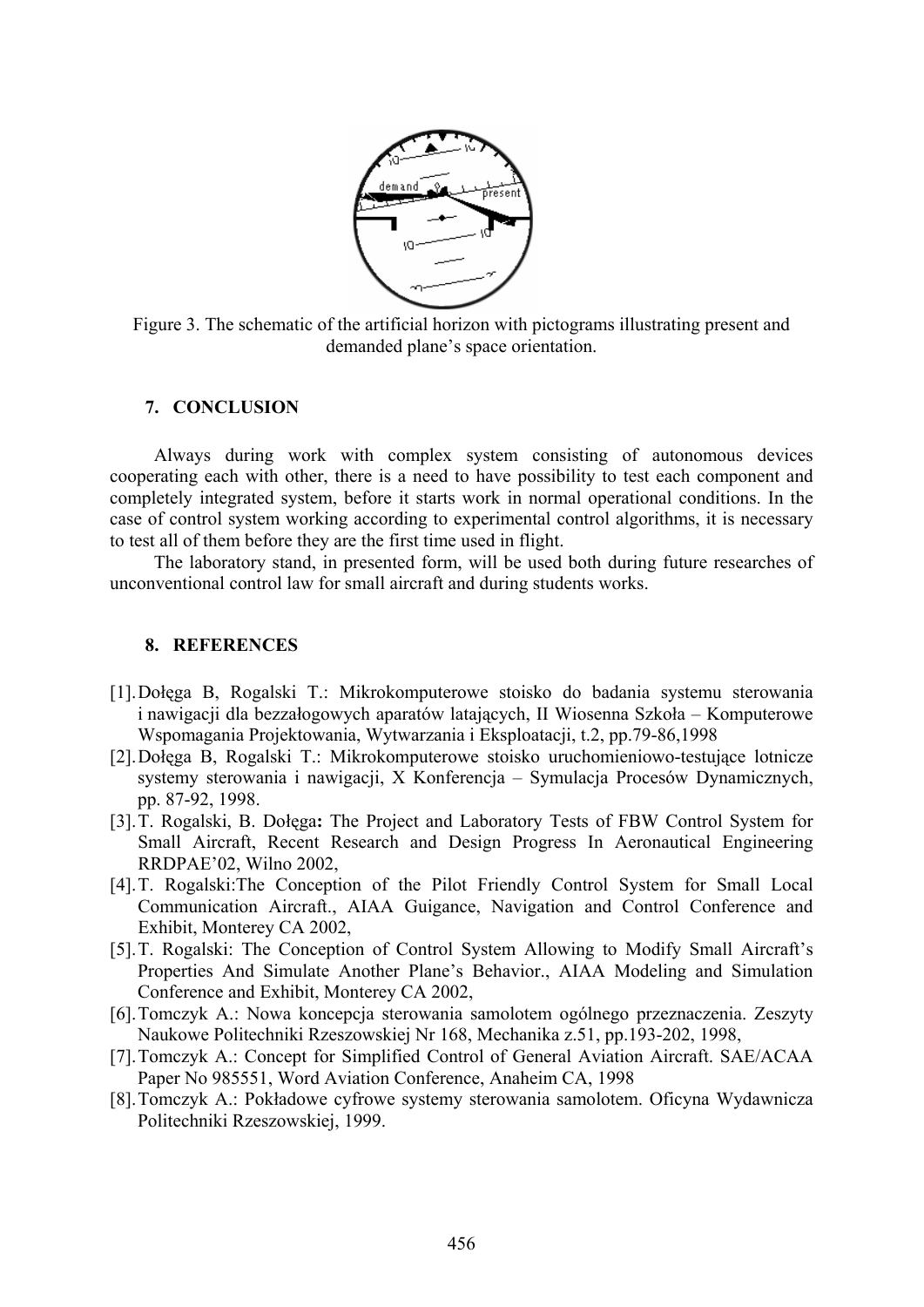Figure 3. The schematic of the artificial horizon with pictograms illustrating present and demanded plane's space orientation.

## 7. CONCLUSION

Always during work with complex system consisting of autonomous devices cooperating each with other, there is a need to have possibility to test each component and completely integrated system, before it starts work in normal operational conditions. In the case of control system working according to experimental control algorithms, it is necessary to test all of them before they are the first time used in flight.

The laboratory stand, in presented form, will be used both during future researches of unconventional control law for small aircraft and during students works.

## 8. REFERENCES

[1]. Dołęga B, Rogalski T.: Mikrokomputerowe stoisko do badania systemu sterowania i nawigacji dla bezzałogowych aparatów latających, II Wiosenna Szkoła – Komputerowe Wspomagania Projektowania, Wytwarzania i Eksploatacji, t.2, pp.79-86,1998

[2]. Dołęga B, Rogalski T.: Mikrokomputerowe stoisko uruchomieniowo-testujące lotnicze systemy sterowania i nawigacji, X Konferencja – Symulacja Procesów Dynamicznych, pp. 87-92, 1998.

[3]. T. Rogalski, B. Dołęga**:** The Project and Laboratory Tests of FBW Control System for Small Aircraft, Recent Research and Design Progress In Aeronautical Engineering RRDPAE'02, Wilno 2002,

[4]. T. Rogalski:The Conception of the Pilot Friendly Control System for Small Local Communication Aircraft., AIAA Guigance, Navigation and Control Conference and Exhibit, Monterey CA 2002,

[5]. T. Rogalski: The Conception of Control System Allowing to Modify Small Aircraft's Properties And Simulate Another Plane's Behavior., AIAA Modeling and Simulation Conference and Exhibit, Monterey CA 2002,

[6]. Tomczyk A.: Nowa koncepcja sterowania samolotem ogólnego przeznaczenia. Zeszyty Naukowe Politechniki Rzeszowskiej Nr 168, Mechanika z.51, pp.193-202, 1998,

[7]. Tomczyk A.: Concept for Simplified Control of General Aviation Aircraft. SAE/ACAA Paper No 985551, Word Aviation Conference, Anaheim CA, 1998

[8]. Tomczyk A.: Pokładowe cyfrowe systemy sterowania samolotem. Oficyna Wydawnicza Politechniki Rzeszowskiej, 1999.